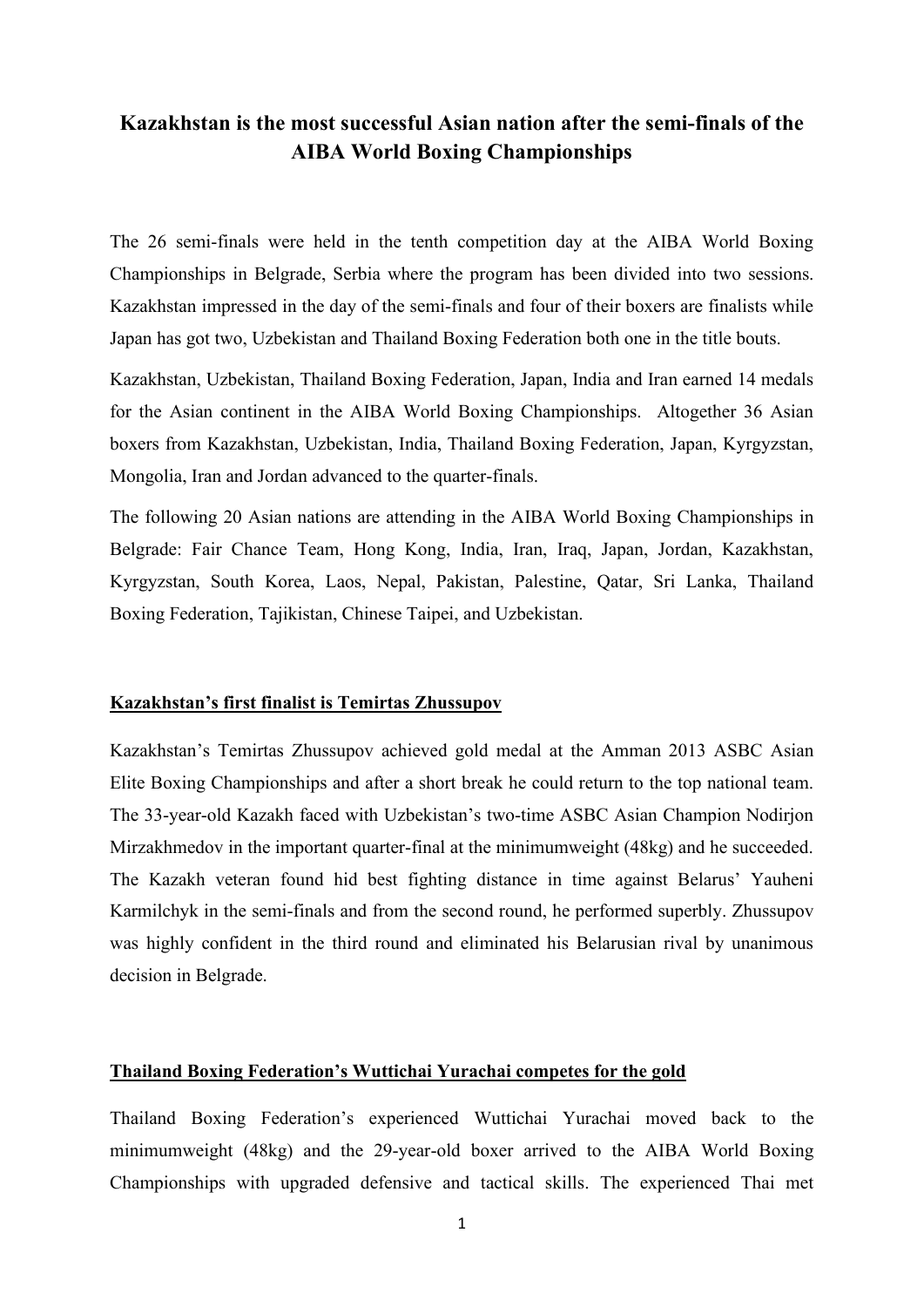# Kazakhstan is the most successful Asian nation after the semi-finals of the AIBA World Boxing Championships

The 26 semi-finals were held in the tenth competition day at the AIBA World Boxing Championships in Belgrade, Serbia where the program has been divided into two sessions. Kazakhstan impressed in the day of the semi-finals and four of their boxers are finalists while Japan has got two, Uzbekistan and Thailand Boxing Federation both one in the title bouts.

Kazakhstan, Uzbekistan, Thailand Boxing Federation, Japan, India and Iran earned 14 medals for the Asian continent in the AIBA World Boxing Championships. Altogether 36 Asian boxers from Kazakhstan, Uzbekistan, India, Thailand Boxing Federation, Japan, Kyrgyzstan, Mongolia, Iran and Jordan advanced to the quarter-finals.

The following 20 Asian nations are attending in the AIBA World Boxing Championships in Belgrade: Fair Chance Team, Hong Kong, India, Iran, Iraq, Japan, Jordan, Kazakhstan, Kyrgyzstan, South Korea, Laos, Nepal, Pakistan, Palestine, Qatar, Sri Lanka, Thailand Boxing Federation, Tajikistan, Chinese Taipei, and Uzbekistan.

## Kazakhstan's first finalist is Temirtas Zhussupov

Kazakhstan's Temirtas Zhussupov achieved gold medal at the Amman 2013 ASBC Asian Elite Boxing Championships and after a short break he could return to the top national team. The 33-year-old Kazakh faced with Uzbekistan's two-time ASBC Asian Champion Nodirjon Mirzakhmedov in the important quarter-final at the minimumweight (48kg) and he succeeded. The Kazakh veteran found hid best fighting distance in time against Belarus' Yauheni Karmilchyk in the semi-finals and from the second round, he performed superbly. Zhussupov was highly confident in the third round and eliminated his Belarusian rival by unanimous decision in Belgrade.

## Thailand Boxing Federation's Wuttichai Yurachai competes for the gold

Thailand Boxing Federation's experienced Wuttichai Yurachai moved back to the minimumweight (48kg) and the 29-year-old boxer arrived to the AIBA World Boxing Championships with upgraded defensive and tactical skills. The experienced Thai met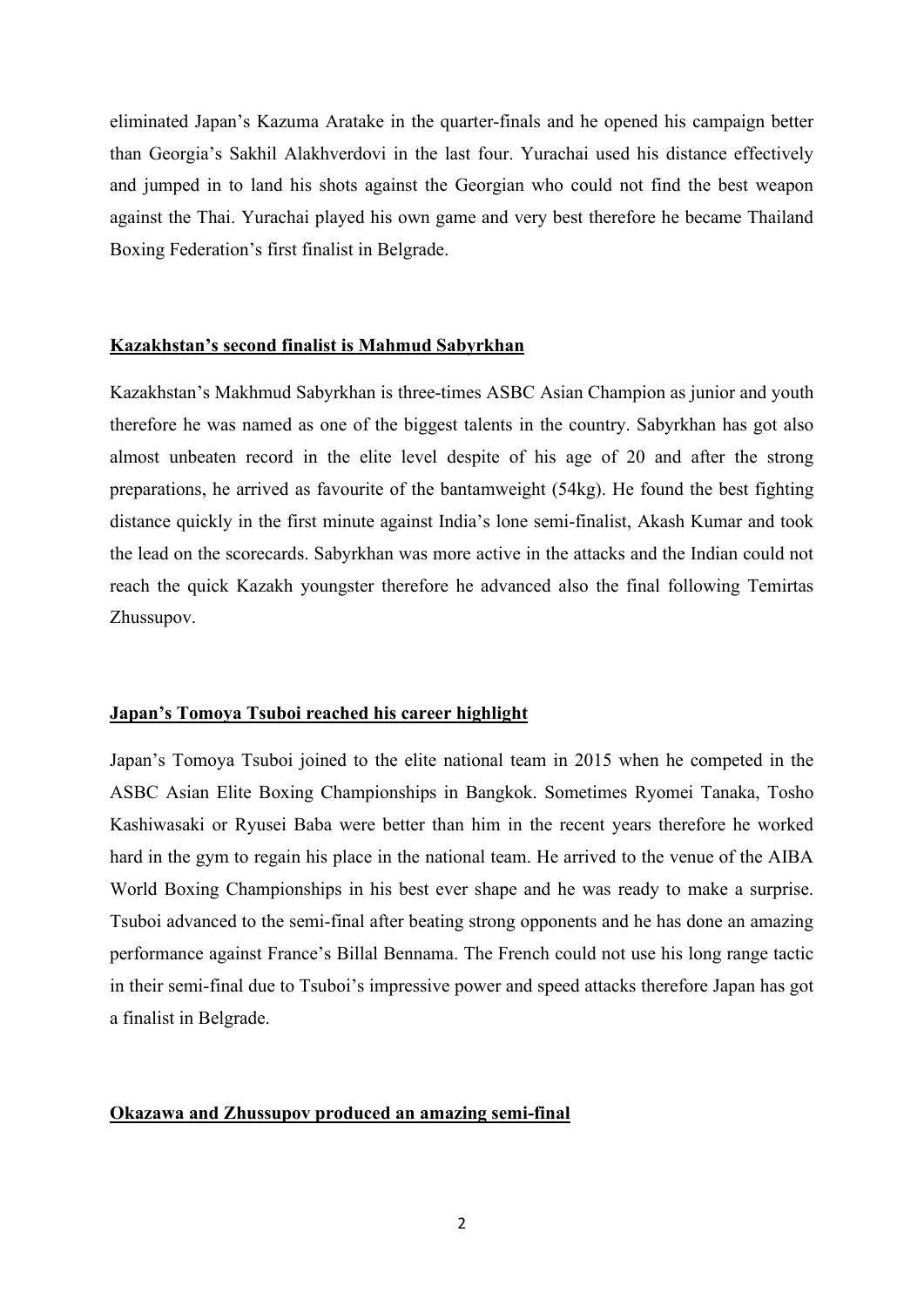eliminated Japan's Kazuma Aratake in the quarter-finals and he opened his campaign better than Georgia's Sakhil Alakhverdovi in the last four. Yurachai used his distance effectively and jumped in to land his shots against the Georgian who could not find the best weapon against the Thai. Yurachai played his own game and very best therefore he became Thailand Boxing Federation's first finalist in Belgrade.

**Kazakhstan's second finalist is Mahmud Sabyrkhan**

Kazakhstan's Makhmud Sabyrkhan is three-times ASBC Asian Champion as junior and youth therefore he was named as one of the biggest talents in the country. Sabyrkhan has got also almost unbeaten record in the elite level despite of his age of 20 and after the strong preparations, he arrived as favourite of the bantamweight (54kg). He found the best fighting distance quickly in the first minute against India's lone semi-finalist, Akash Kumar and took the lead on the scorecards. Sabyrkhan was more active in the attacks and the Indian could not reach the quick Kazakh youngster therefore he advanced also the final following Temirtas Zhussupov.

**Japan's Tomoya Tsuboi reached his career highlight**

Japan's Tomoya Tsuboi joined to the elite national team in 2015 when he competed in the ASBC Asian Elite Boxing Championships in Bangkok. Sometimes Ryomei Tanaka, Tosho Kashiwasaki or Ryusei Baba were better than him in the recent years therefore he worked hard in the gym to regain his place in the national team. He arrived to the venue of the AIBA World Boxing Championships in his best ever shape and he was ready to make a surprise. Tsuboi advanced to the semi-final after beating strong opponents and he has done an amazing performance against France's Billal Bennama. The French could not use his long range tactic in their semi-final due to Tsuboi's impressive power and speed attacks therefore Japan has got a finalist in Belgrade.

**Okazawa and Zhussupov produced an amazing semi-final**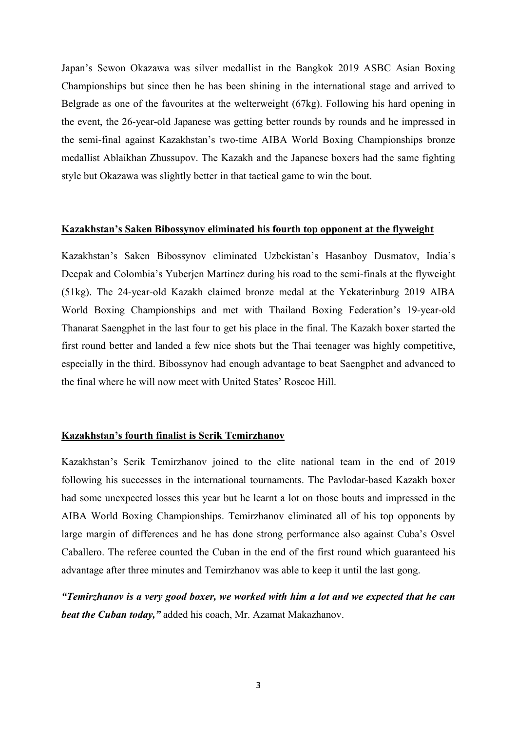Japan’s Sewon Okazawa was silver medallist in the Bangkok 2019 ASBC Asian Boxing Championships but since then he has been shining in the international stage and arrived to Belgrade as one of the favourites at the welterweight (67kg). Following his hard opening in the event, the 26-year-old Japanese was getting better rounds by rounds and he impressed in the semi-final against Kazakhstan’s two-time AIBA World Boxing Championships bronze medallist Ablaikhan Zhussupov. The Kazakh and the Japanese boxers had the same fighting style but Okazawa was slightly better in that tactical game to win the bout.

**Kazakhstan’s Saken Bibossynov eliminated his fourth top opponent at the flyweight**

Kazakhstan’s Saken Bibossynov eliminated Uzbekistan’s Hasanboy Dusmatov, India’s Deepak and Colombia’s Yuberjen Martinez during his road to the semi-finals at the flyweight (51kg). The 24-year-old Kazakh claimed bronze medal at the Yekaterinburg 2019 AIBA World Boxing Championships and met with Thailand Boxing Federation’s 19-year-old Thanarat Saengphet in the last four to get his place in the final. The Kazakh boxer started the first round better and landed a few nice shots but the Thai teenager was highly competitive, especially in the third. Bibossynov had enough advantage to beat Saengphet and advanced to the final where he will now meet with United States’ Roscoe Hill.

**Kazakhstan’s fourth finalist is Serik Temirzhanov**

Kazakhstan’s Serik Temirzhanov joined to the elite national team in the end of 2019 following his successes in the international tournaments. The Pavlodar-based Kazakh boxer had some unexpected losses this year but he learnt a lot on those bouts and impressed in the AIBA World Boxing Championships. Temirzhanov eliminated all of his top opponents by large margin of differences and he has done strong performance also against Cuba’s Osvel Caballero. The referee counted the Cuban in the end of the first round which guaranteed his advantage after three minutes and Temirzhanov was able to keep it until the last gong.

***“Temirzhanov is a very good boxer, we worked with him a lot and we expected that he can beat the Cuban today,”*** added his coach, Mr. Azamat Makazhanov.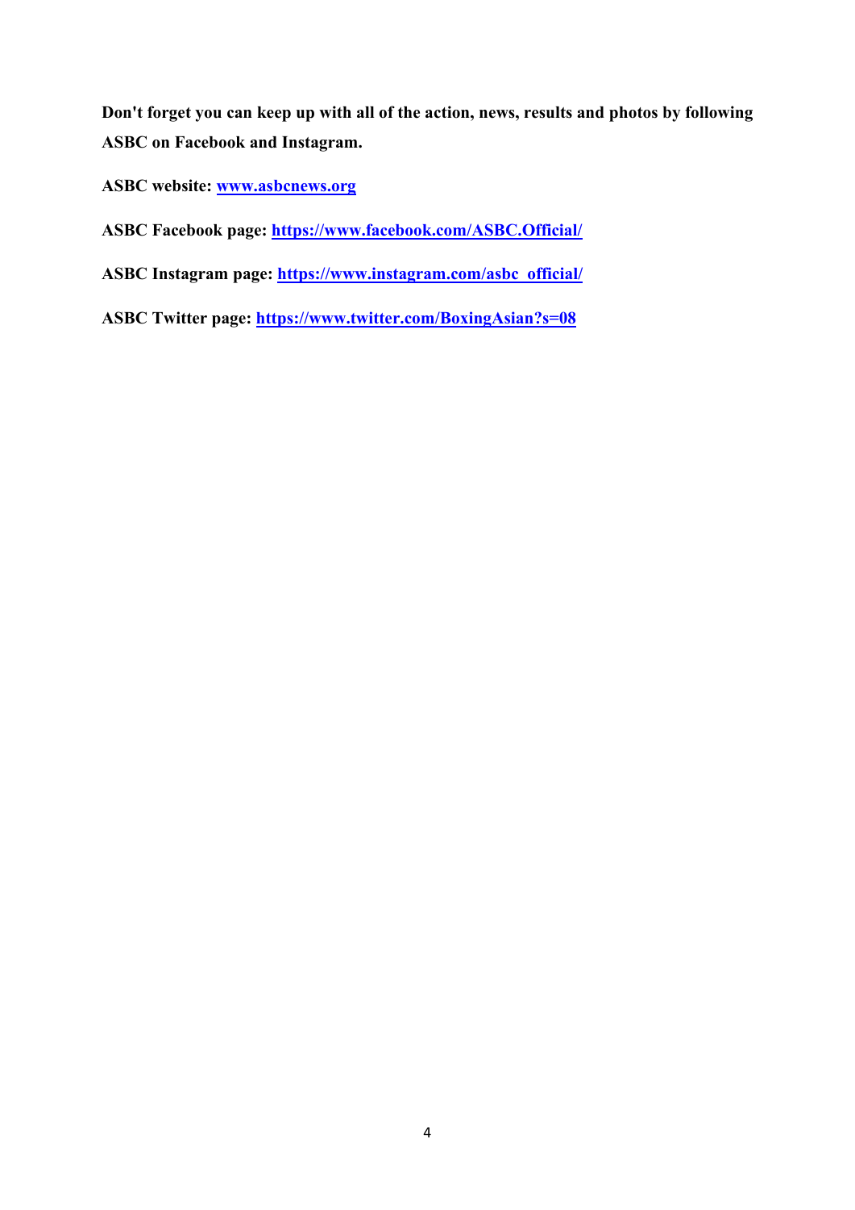**Don't forget you can keep up with all of the action, news, results and photos by following ASBC on Facebook and Instagram.**

**ASBC website: [www.asbcnews.org](www.asbcnews.org)**

**ASBC Facebook page: [https://www.facebook.com/ASBC.Official/](https://www.facebook.com/ASBC.Official/)**

**ASBC Instagram page: [https://www.instagram.com/asbc_official/](https://www.instagram.com/asbc_official/)**

**ASBC Twitter page: [https://www.twitter.com/BoxingAsian?s=08](https://www.twitter.com/BoxingAsian?s=08)**